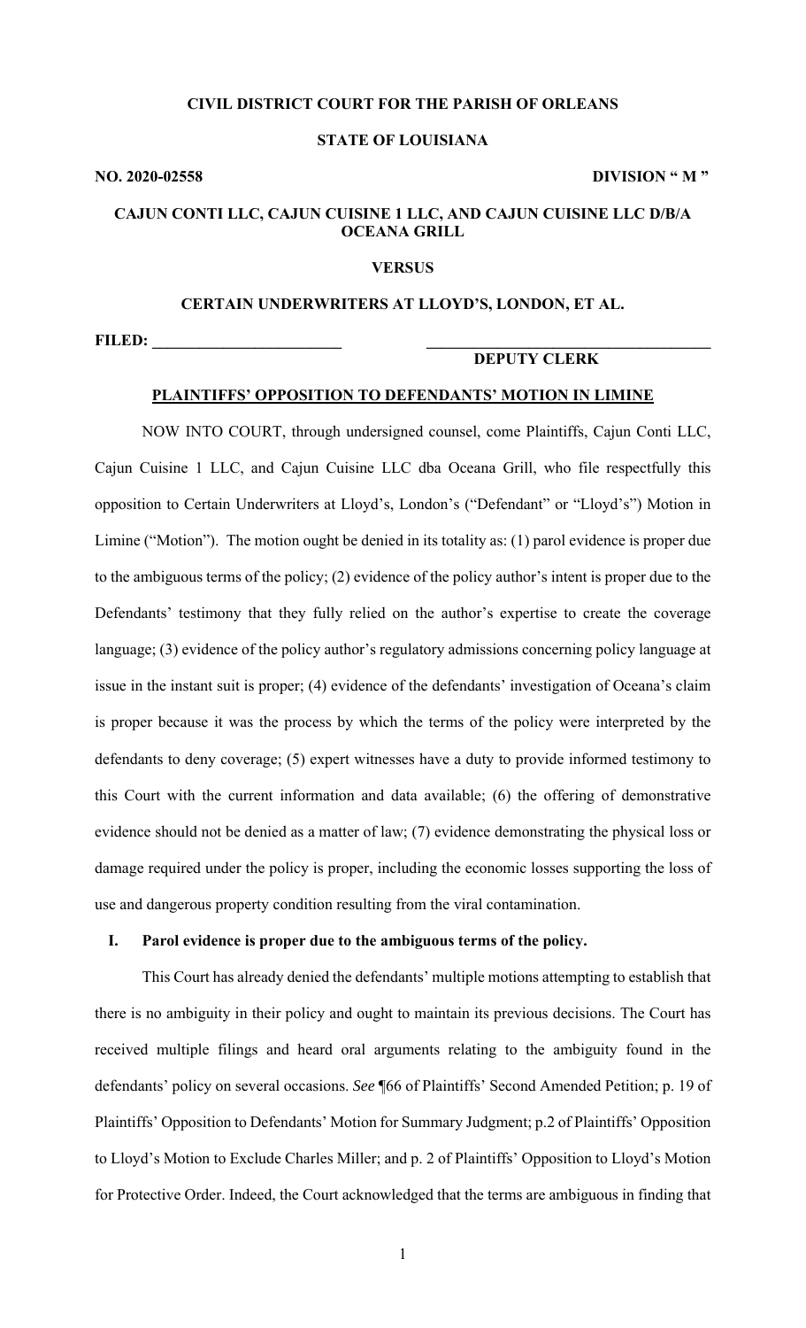**CIVIL DISTRICT COURT FOR THE PARISH OF ORLEANS**

**STATE OF LOUISIANA**

**NO. 2020-02558** **DIVISION " M "**

**CAJUN CONTI LLC, CAJUN CUISINE 1 LLC, AND CAJUN CUISINE LLC D/B/A OCEANA GRILL**

**VERSUS**

**CERTAIN UNDERWRITERS AT LLOYD'S, LONDON, ET AL.**

**FILED: \_\_\_\_\_\_\_\_\_\_\_\_\_\_\_\_\_\_\_\_\_\_\_\_\_** **\_\_\_\_\_\_\_\_\_\_\_\_\_\_\_\_\_\_\_\_\_\_\_\_\_\_\_\_\_\_\_\_\_\_\_\_**

**DEPUTY CLERK**

**PLAINTIFFS' OPPOSITION TO DEFENDANTS' MOTION IN LIMINE**

NOW INTO COURT, through undersigned counsel, come Plaintiffs, Cajun Conti LLC, Cajun Cuisine 1 LLC, and Cajun Cuisine LLC dba Oceana Grill, who file respectfully this opposition to Certain Underwriters at Lloyd's, London's ("Defendant" or "Lloyd's") Motion in Limine ("Motion"). The motion ought be denied in its totality as: (1) parol evidence is proper due to the ambiguous terms of the policy; (2) evidence of the policy author's intent is proper due to the Defendants' testimony that they fully relied on the author's expertise to create the coverage language; (3) evidence of the policy author's regulatory admissions concerning policy language at issue in the instant suit is proper; (4) evidence of the defendants' investigation of Oceana's claim is proper because it was the process by which the terms of the policy were interpreted by the defendants to deny coverage; (5) expert witnesses have a duty to provide informed testimony to this Court with the current information and data available; (6) the offering of demonstrative evidence should not be denied as a matter of law; (7) evidence demonstrating the physical loss or damage required under the policy is proper, including the economic losses supporting the loss of use and dangerous property condition resulting from the viral contamination.

## I. Parol evidence is proper due to the ambiguous terms of the policy.

This Court has already denied the defendants' multiple motions attempting to establish that there is no ambiguity in their policy and ought to maintain its previous decisions. The Court has received multiple filings and heard oral arguments relating to the ambiguity found in the defendants' policy on several occasions. *See* ¶66 of Plaintiffs' Second Amended Petition; p. 19 of Plaintiffs' Opposition to Defendants' Motion for Summary Judgment; p.2 of Plaintiffs' Opposition to Lloyd's Motion to Exclude Charles Miller; and p. 2 of Plaintiffs' Opposition to Lloyd's Motion for Protective Order. Indeed, the Court acknowledged that the terms are ambiguous in finding that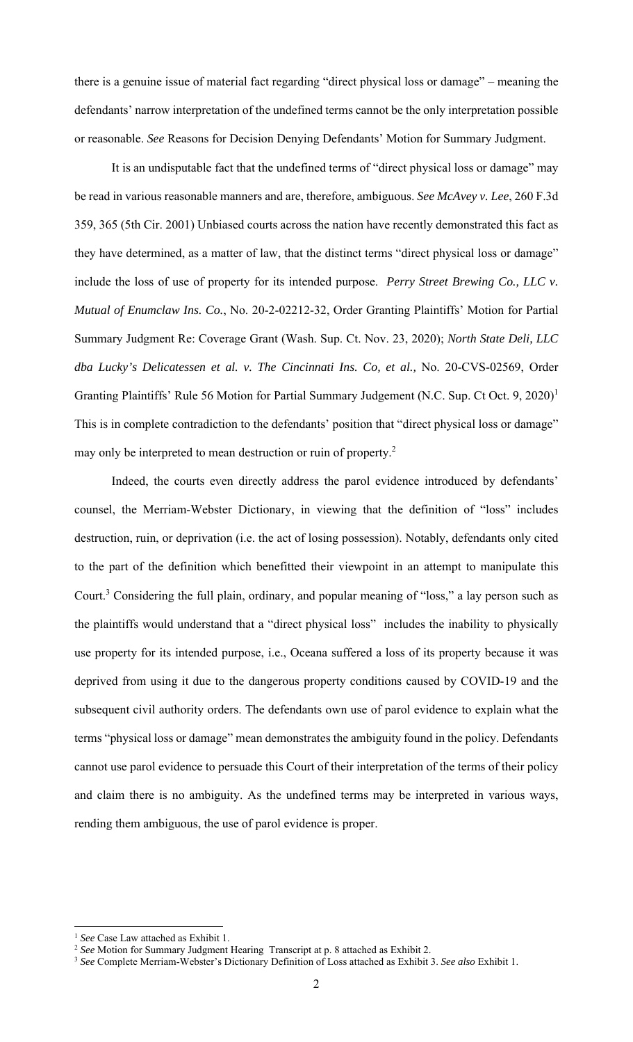there is a genuine issue of material fact regarding "direct physical loss or damage" – meaning the defendants' narrow interpretation of the undefined terms cannot be the only interpretation possible or reasonable. *See* Reasons for Decision Denying Defendants' Motion for Summary Judgment.

It is an undisputable fact that the undefined terms of "direct physical loss or damage" may be read in various reasonable manners and are, therefore, ambiguous. *See McAvey v. Lee*, 260 F.3d 359, 365 (5th Cir. 2001) Unbiased courts across the nation have recently demonstrated this fact as they have determined, as a matter of law, that the distinct terms "direct physical loss or damage" include the loss of use of property for its intended purpose. *Perry Street Brewing Co., LLC v. Mutual of Enumclaw Ins. Co.*, No. 20-2-02212-32, Order Granting Plaintiffs' Motion for Partial Summary Judgment Re: Coverage Grant (Wash. Sup. Ct. Nov. 23, 2020); *North State Deli, LLC dba Lucky's Delicatessen et al. v. The Cincinnati Ins. Co, et al.,* No. 20-CVS-02569, Order Granting Plaintiffs' Rule 56 Motion for Partial Summary Judgement (N.C. Sup. Ct Oct. 9, 2020)[1] This is in complete contradiction to the defendants' position that "direct physical loss or damage" may only be interpreted to mean destruction or ruin of property.[2]

Indeed, the courts even directly address the parol evidence introduced by defendants' counsel, the Merriam-Webster Dictionary, in viewing that the definition of "loss" includes destruction, ruin, or deprivation (i.e. the act of losing possession). Notably, defendants only cited to the part of the definition which benefitted their viewpoint in an attempt to manipulate this Court.[3] Considering the full plain, ordinary, and popular meaning of "loss," a lay person such as the plaintiffs would understand that a "direct physical loss" includes the inability to physically use property for its intended purpose, i.e., Oceana suffered a loss of its property because it was deprived from using it due to the dangerous property conditions caused by COVID-19 and the subsequent civil authority orders. The defendants own use of parol evidence to explain what the terms "physical loss or damage" mean demonstrates the ambiguity found in the policy. Defendants cannot use parol evidence to persuade this Court of their interpretation of the terms of their policy and claim there is no ambiguity. As the undefined terms may be interpreted in various ways, rending them ambiguous, the use of parol evidence is proper.

---

[1] *See* Case Law attached as Exhibit 1.

[2] *See* Motion for Summary Judgment Hearing Transcript at p. 8 attached as Exhibit 2.

[3] *See* Complete Merriam-Webster's Dictionary Definition of Loss attached as Exhibit 3. *See also* Exhibit 1.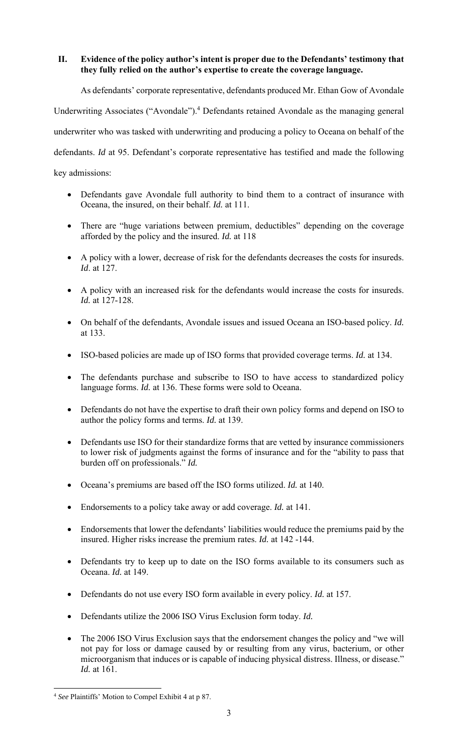## II. Evidence of the policy author's intent is proper due to the Defendants' testimony that they fully relied on the author's expertise to create the coverage language.

As defendants' corporate representative, defendants produced Mr. Ethan Gow of Avondale Underwriting Associates ("Avondale").[4] Defendants retained Avondale as the managing general underwriter who was tasked with underwriting and producing a policy to Oceana on behalf of the defendants. *Id* at 95. Defendant's corporate representative has testified and made the following key admissions:

- Defendants gave Avondale full authority to bind them to a contract of insurance with Oceana, the insured, on their behalf. *Id.* at 111.
- There are "huge variations between premium, deductibles" depending on the coverage afforded by the policy and the insured. *Id.* at 118
- A policy with a lower, decrease of risk for the defendants decreases the costs for insureds. *Id*. at 127.
- A policy with an increased risk for the defendants would increase the costs for insureds. *Id.* at 127-128.
- On behalf of the defendants, Avondale issues and issued Oceana an ISO-based policy. *Id.* at 133.
- ISO-based policies are made up of ISO forms that provided coverage terms. *Id.* at 134.
- The defendants purchase and subscribe to ISO to have access to standardized policy language forms. *Id.* at 136. These forms were sold to Oceana.
- Defendants do not have the expertise to draft their own policy forms and depend on ISO to author the policy forms and terms. *Id.* at 139.
- Defendants use ISO for their standardize forms that are vetted by insurance commissioners to lower risk of judgments against the forms of insurance and for the "ability to pass that burden off on professionals." *Id.*
- Oceana's premiums are based off the ISO forms utilized. *Id.* at 140.
- Endorsements to a policy take away or add coverage. *Id.* at 141.
- Endorsements that lower the defendants' liabilities would reduce the premiums paid by the insured. Higher risks increase the premium rates. *Id.* at 142 -144.
- Defendants try to keep up to date on the ISO forms available to its consumers such as Oceana. *Id.* at 149.
- Defendants do not use every ISO form available in every policy. *Id.* at 157.
- Defendants utilize the 2006 ISO Virus Exclusion form today. *Id.*
- The 2006 ISO Virus Exclusion says that the endorsement changes the policy and "we will not pay for loss or damage caused by or resulting from any virus, bacterium, or other microorganism that induces or is capable of inducing physical distress. Illness, or disease." *Id.* at 161.

[4] *See* Plaintiffs' Motion to Compel Exhibit 4 at p 87.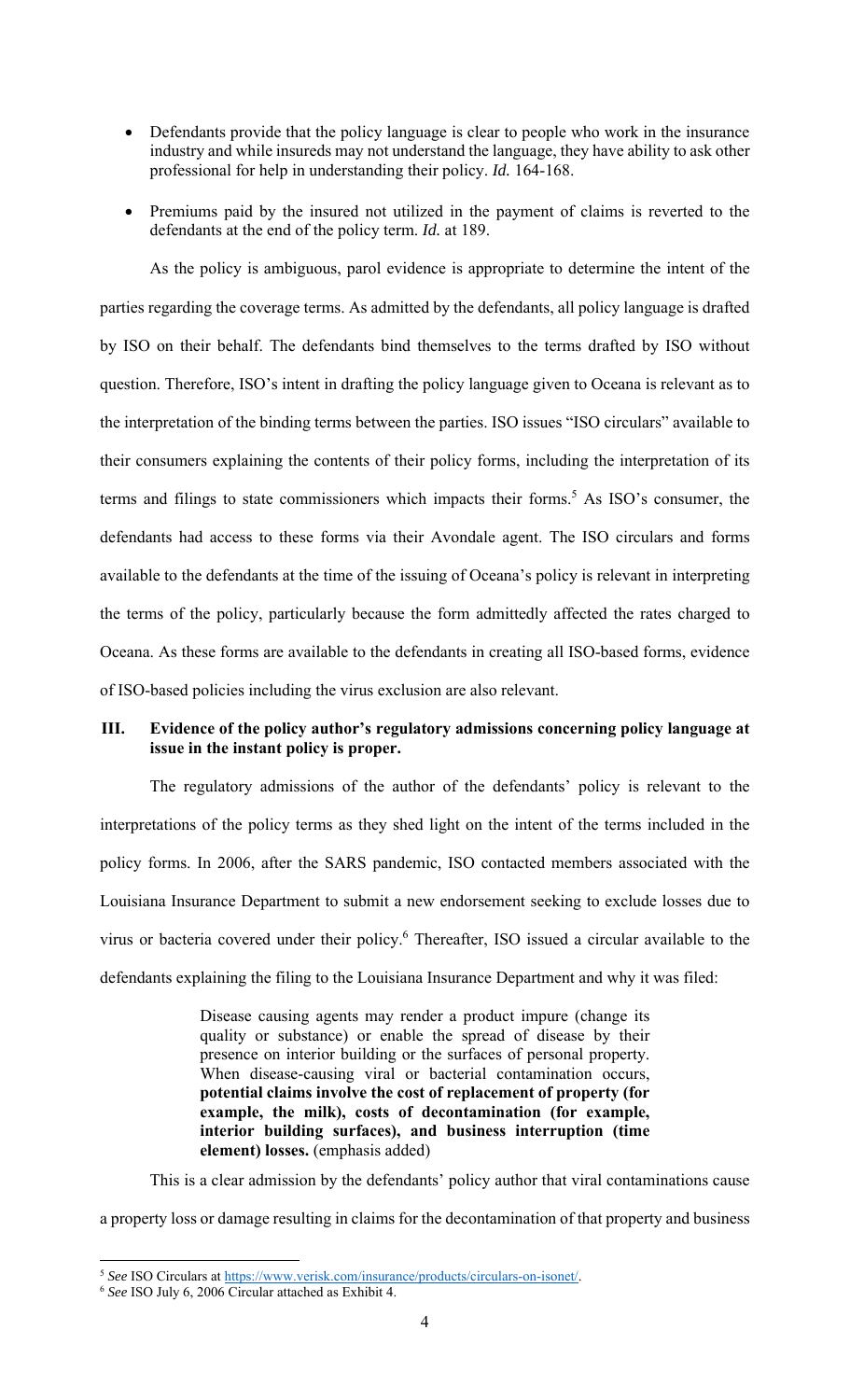- Defendants provide that the policy language is clear to people who work in the insurance industry and while insureds may not understand the language, they have ability to ask other professional for help in understanding their policy. *Id.* 164-168.
- Premiums paid by the insured not utilized in the payment of claims is reverted to the defendants at the end of the policy term. *Id.* at 189.

As the policy is ambiguous, parol evidence is appropriate to determine the intent of the parties regarding the coverage terms. As admitted by the defendants, all policy language is drafted by ISO on their behalf. The defendants bind themselves to the terms drafted by ISO without question. Therefore, ISO's intent in drafting the policy language given to Oceana is relevant as to the interpretation of the binding terms between the parties. ISO issues "ISO circulars" available to their consumers explaining the contents of their policy forms, including the interpretation of its terms and filings to state commissioners which impacts their forms.[5] As ISO's consumer, the defendants had access to these forms via their Avondale agent. The ISO circulars and forms available to the defendants at the time of the issuing of Oceana's policy is relevant in interpreting the terms of the policy, particularly because the form admittedly affected the rates charged to Oceana. As these forms are available to the defendants in creating all ISO-based forms, evidence of ISO-based policies including the virus exclusion are also relevant.

## III. Evidence of the policy author's regulatory admissions concerning policy language at issue in the instant policy is proper.

The regulatory admissions of the author of the defendants' policy is relevant to the interpretations of the policy terms as they shed light on the intent of the terms included in the policy forms. In 2006, after the SARS pandemic, ISO contacted members associated with the Louisiana Insurance Department to submit a new endorsement seeking to exclude losses due to virus or bacteria covered under their policy.[6] Thereafter, ISO issued a circular available to the defendants explaining the filing to the Louisiana Insurance Department and why it was filed:

> Disease causing agents may render a product impure (change its quality or substance) or enable the spread of disease by their presence on interior building or the surfaces of personal property. When disease-causing viral or bacterial contamination occurs, **potential claims involve the cost of replacement of property (for example, the milk), costs of decontamination (for example, interior building surfaces), and business interruption (time element) losses.** (emphasis added)

This is a clear admission by the defendants' policy author that viral contaminations cause a property loss or damage resulting in claims for the decontamination of that property and business

---

[5] *See* ISO Circulars at https://www.verisk.com/insurance/products/circulars-on-isonet/.

[6] *See* ISO July 6, 2006 Circular attached as Exhibit 4.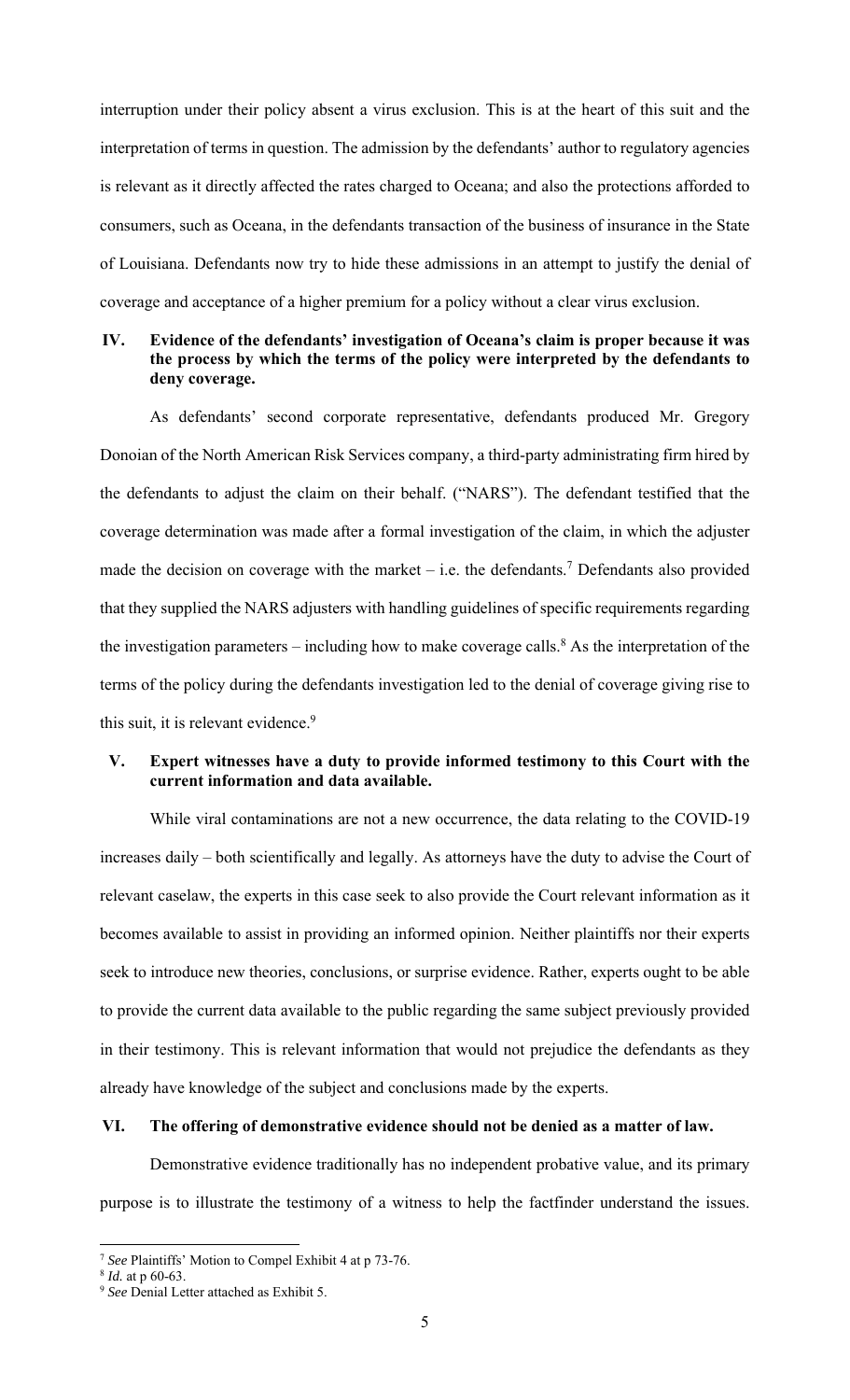interruption under their policy absent a virus exclusion. This is at the heart of this suit and the interpretation of terms in question. The admission by the defendants' author to regulatory agencies is relevant as it directly affected the rates charged to Oceana; and also the protections afforded to consumers, such as Oceana, in the defendants transaction of the business of insurance in the State of Louisiana. Defendants now try to hide these admissions in an attempt to justify the denial of coverage and acceptance of a higher premium for a policy without a clear virus exclusion.

## IV. Evidence of the defendants' investigation of Oceana's claim is proper because it was the process by which the terms of the policy were interpreted by the defendants to deny coverage.

As defendants' second corporate representative, defendants produced Mr. Gregory Donoian of the North American Risk Services company, a third-party administrating firm hired by the defendants to adjust the claim on their behalf. ("NARS"). The defendant testified that the coverage determination was made after a formal investigation of the claim, in which the adjuster made the decision on coverage with the market – i.e. the defendants.[7] Defendants also provided that they supplied the NARS adjusters with handling guidelines of specific requirements regarding the investigation parameters – including how to make coverage calls.[8] As the interpretation of the terms of the policy during the defendants investigation led to the denial of coverage giving rise to this suit, it is relevant evidence.[9]

## V. Expert witnesses have a duty to provide informed testimony to this Court with the current information and data available.

While viral contaminations are not a new occurrence, the data relating to the COVID-19 increases daily – both scientifically and legally. As attorneys have the duty to advise the Court of relevant caselaw, the experts in this case seek to also provide the Court relevant information as it becomes available to assist in providing an informed opinion. Neither plaintiffs nor their experts seek to introduce new theories, conclusions, or surprise evidence. Rather, experts ought to be able to provide the current data available to the public regarding the same subject previously provided in their testimony. This is relevant information that would not prejudice the defendants as they already have knowledge of the subject and conclusions made by the experts.

## VI. The offering of demonstrative evidence should not be denied as a matter of law.

Demonstrative evidence traditionally has no independent probative value, and its primary purpose is to illustrate the testimony of a witness to help the factfinder understand the issues.

---

[7] *See* Plaintiffs' Motion to Compel Exhibit 4 at p 73-76.

[8] *Id.* at p 60-63.

[9] *See* Denial Letter attached as Exhibit 5.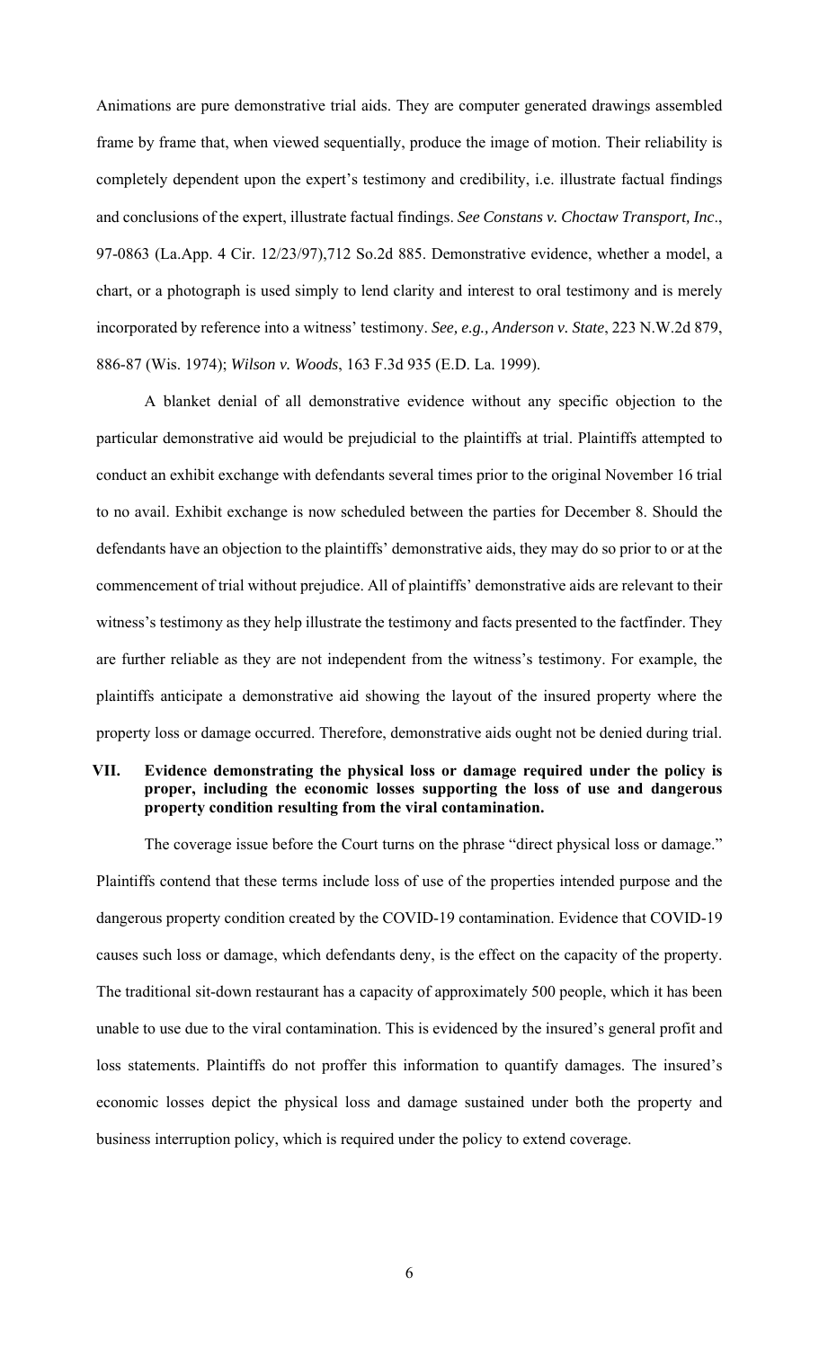Animations are pure demonstrative trial aids. They are computer generated drawings assembled frame by frame that, when viewed sequentially, produce the image of motion. Their reliability is completely dependent upon the expert's testimony and credibility, i.e. illustrate factual findings and conclusions of the expert, illustrate factual findings. *See Constans v. Choctaw Transport, Inc*., 97-0863 (La.App. 4 Cir. 12/23/97),712 So.2d 885. Demonstrative evidence, whether a model, a chart, or a photograph is used simply to lend clarity and interest to oral testimony and is merely incorporated by reference into a witness' testimony. *See, e.g., Anderson v. State*, 223 N.W.2d 879, 886-87 (Wis. 1974); *Wilson v. Woods*, 163 F.3d 935 (E.D. La. 1999).

A blanket denial of all demonstrative evidence without any specific objection to the particular demonstrative aid would be prejudicial to the plaintiffs at trial. Plaintiffs attempted to conduct an exhibit exchange with defendants several times prior to the original November 16 trial to no avail. Exhibit exchange is now scheduled between the parties for December 8. Should the defendants have an objection to the plaintiffs' demonstrative aids, they may do so prior to or at the commencement of trial without prejudice. All of plaintiffs' demonstrative aids are relevant to their witness's testimony as they help illustrate the testimony and facts presented to the factfinder. They are further reliable as they are not independent from the witness's testimony. For example, the plaintiffs anticipate a demonstrative aid showing the layout of the insured property where the property loss or damage occurred. Therefore, demonstrative aids ought not be denied during trial.

## VII. Evidence demonstrating the physical loss or damage required under the policy is proper, including the economic losses supporting the loss of use and dangerous property condition resulting from the viral contamination.

The coverage issue before the Court turns on the phrase "direct physical loss or damage." Plaintiffs contend that these terms include loss of use of the properties intended purpose and the dangerous property condition created by the COVID-19 contamination. Evidence that COVID-19 causes such loss or damage, which defendants deny, is the effect on the capacity of the property. The traditional sit-down restaurant has a capacity of approximately 500 people, which it has been unable to use due to the viral contamination. This is evidenced by the insured's general profit and loss statements. Plaintiffs do not proffer this information to quantify damages. The insured's economic losses depict the physical loss and damage sustained under both the property and business interruption policy, which is required under the policy to extend coverage.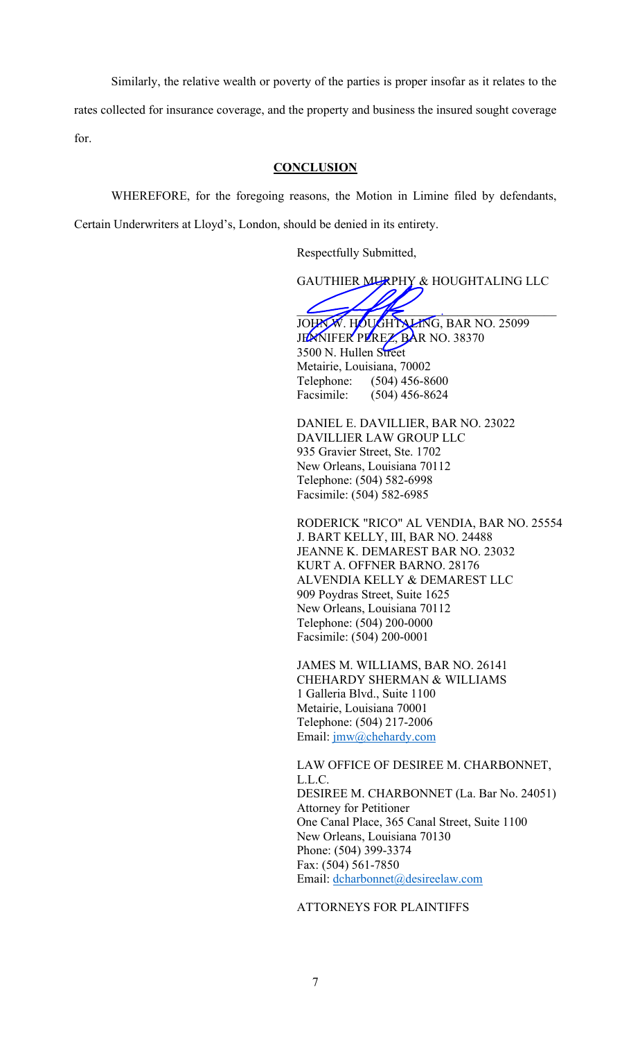Similarly, the relative wealth or poverty of the parties is proper insofar as it relates to the rates collected for insurance coverage, and the property and business the insured sought coverage for.

## CONCLUSION

WHEREFORE, for the foregoing reasons, the Motion in Limine filed by defendants, Certain Underwriters at Lloyd's, London, should be denied in its entirety.

Respectfully Submitted,

GAUTHIER MURPHY & HOUGHTALING LLC

JOHN W. HOUGHTALING, BAR NO. 25099
JENNIFER PEREZ, BAR NO. 38370
3500 N. Hullen Street
Metairie, Louisiana, 70002
Telephone: (504) 456-8600
Facsimile: (504) 456-8624

DANIEL E. DAVILLIER, BAR NO. 23022
DAVILLIER LAW GROUP LLC
935 Gravier Street, Ste. 1702
New Orleans, Louisiana 70112
Telephone: (504) 582-6998
Facsimile: (504) 582-6985

RODERICK "RICO" AL VENDIA, BAR NO. 25554
J. BART KELLY, III, BAR NO. 24488
JEANNE K. DEMAREST BAR NO. 23032
KURT A. OFFNER BARNO. 28176
ALVENDIA KELLY & DEMAREST LLC
909 Poydras Street, Suite 1625
New Orleans, Louisiana 70112
Telephone: (504) 200-0000
Facsimile: (504) 200-0001

JAMES M. WILLIAMS, BAR NO. 26141
CHEHARDY SHERMAN & WILLIAMS
1 Galleria Blvd., Suite 1100
Metairie, Louisiana 70001
Telephone: (504) 217-2006
Email: jmw@chehardy.com

LAW OFFICE OF DESIREE M. CHARBONNET, L.L.C.
DESIREE M. CHARBONNET (La. Bar No. 24051)
Attorney for Petitioner
One Canal Place, 365 Canal Street, Suite 1100
New Orleans, Louisiana 70130
Phone: (504) 399-3374
Fax: (504) 561-7850
Email: dcharbonnet@desireelaw.com

ATTORNEYS FOR PLAINTIFFS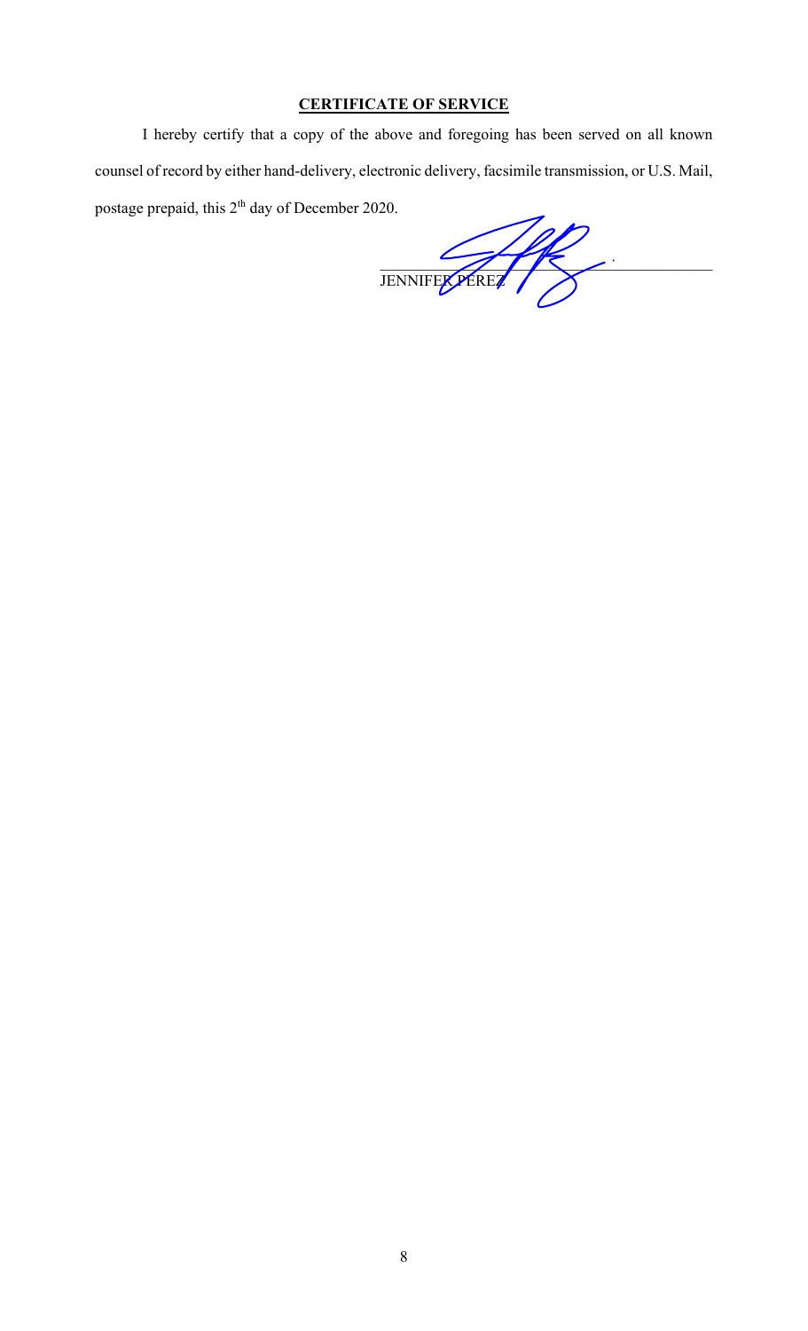## CERTIFICATE OF SERVICE

I hereby certify that a copy of the above and foregoing has been served on all known counsel of record by either hand-delivery, electronic delivery, facsimile transmission, or U.S. Mail, postage prepaid, this 2th day of December 2020.

______________________________

JENNIFER PEREZ